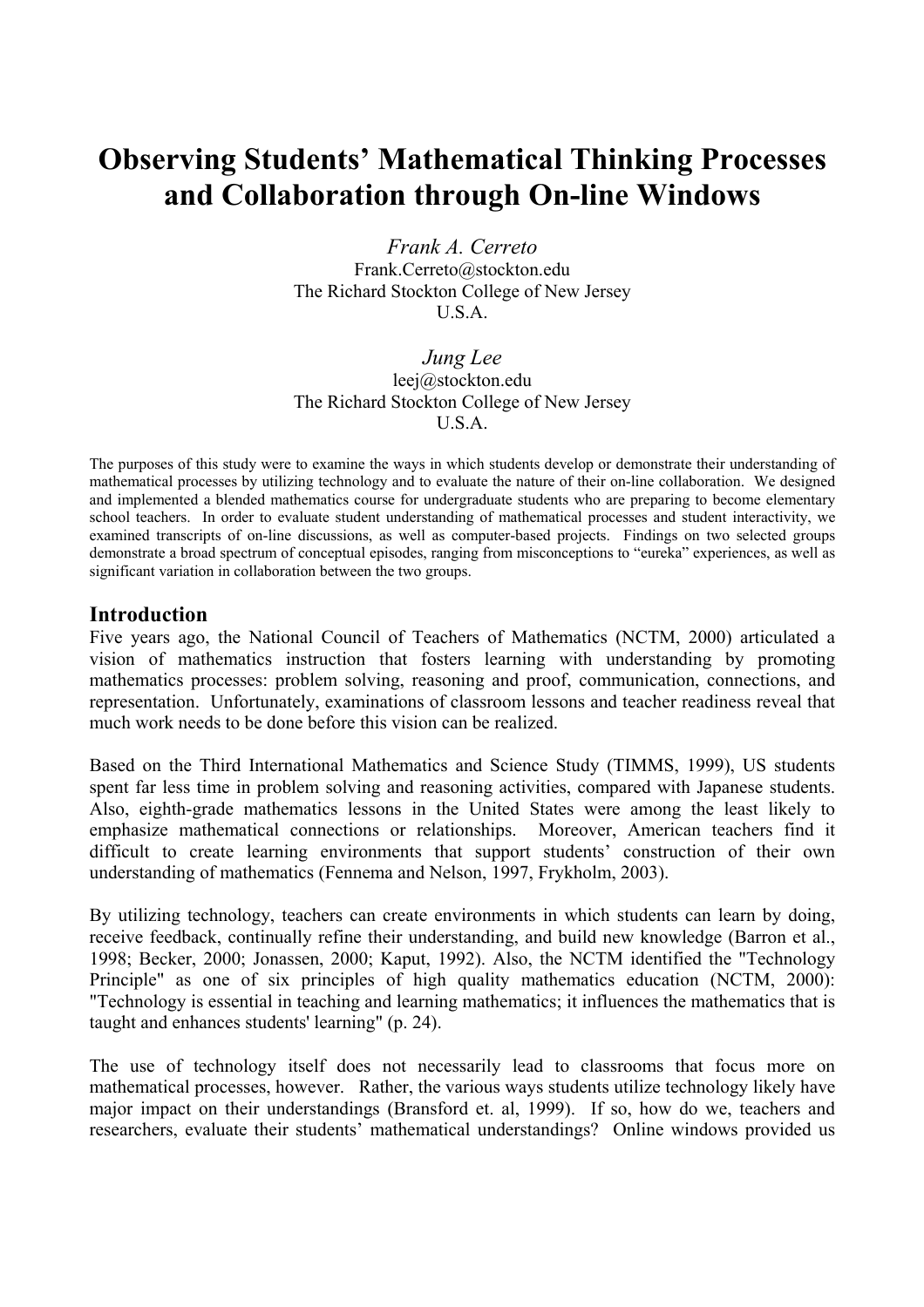# Observing Students' Mathematical Thinking Processes and Collaboration through On-line Windows

*Frank A. Cerreto*
Frank.Cerreto@stockton.edu
The Richard Stockton College of New Jersey
U.S.A.

*Jung Lee*
leej@stockton.edu
The Richard Stockton College of New Jersey
U.S.A.

The purposes of this study were to examine the ways in which students develop or demonstrate their understanding of mathematical processes by utilizing technology and to evaluate the nature of their on-line collaboration. We designed and implemented a blended mathematics course for undergraduate students who are preparing to become elementary school teachers. In order to evaluate student understanding of mathematical processes and student interactivity, we examined transcripts of on-line discussions, as well as computer-based projects. Findings on two selected groups demonstrate a broad spectrum of conceptual episodes, ranging from misconceptions to "eureka" experiences, as well as significant variation in collaboration between the two groups.

## Introduction

Five years ago, the National Council of Teachers of Mathematics (NCTM, 2000) articulated a vision of mathematics instruction that fosters learning with understanding by promoting mathematics processes: problem solving, reasoning and proof, communication, connections, and representation. Unfortunately, examinations of classroom lessons and teacher readiness reveal that much work needs to be done before this vision can be realized.

Based on the Third International Mathematics and Science Study (TIMMS, 1999), US students spent far less time in problem solving and reasoning activities, compared with Japanese students. Also, eighth-grade mathematics lessons in the United States were among the least likely to emphasize mathematical connections or relationships. Moreover, American teachers find it difficult to create learning environments that support students' construction of their own understanding of mathematics (Fennema and Nelson, 1997, Frykholm, 2003).

By utilizing technology, teachers can create environments in which students can learn by doing, receive feedback, continually refine their understanding, and build new knowledge (Barron et al., 1998; Becker, 2000; Jonassen, 2000; Kaput, 1992). Also, the NCTM identified the "Technology Principle" as one of six principles of high quality mathematics education (NCTM, 2000): "Technology is essential in teaching and learning mathematics; it influences the mathematics that is taught and enhances students' learning" (p. 24).

The use of technology itself does not necessarily lead to classrooms that focus more on mathematical processes, however. Rather, the various ways students utilize technology likely have major impact on their understandings (Bransford et. al, 1999). If so, how do we, teachers and researchers, evaluate their students' mathematical understandings? Online windows provided us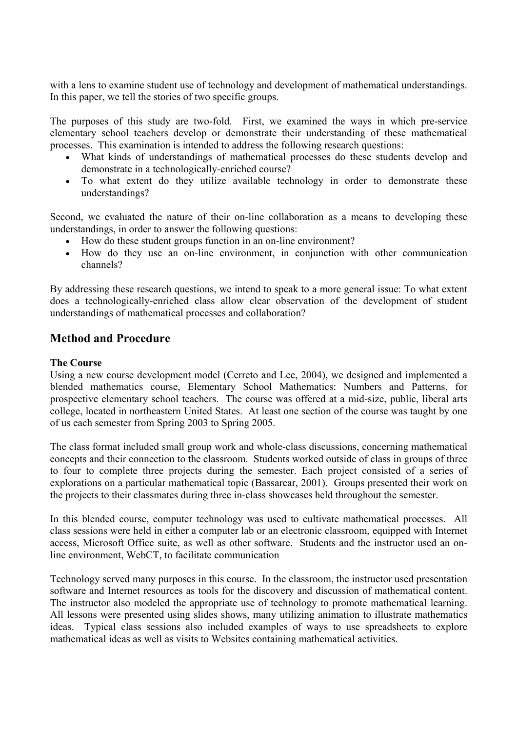with a lens to examine student use of technology and development of mathematical understandings. In this paper, we tell the stories of two specific groups.

The purposes of this study are two-fold. First, we examined the ways in which pre-service elementary school teachers develop or demonstrate their understanding of these mathematical processes. This examination is intended to address the following research questions:

- What kinds of understandings of mathematical processes do these students develop and demonstrate in a technologically-enriched course?
- To what extent do they utilize available technology in order to demonstrate these understandings?

Second, we evaluated the nature of their on-line collaboration as a means to developing these understandings, in order to answer the following questions:

- How do these student groups function in an on-line environment?
- How do they use an on-line environment, in conjunction with other communication channels?

By addressing these research questions, we intend to speak to a more general issue: To what extent does a technologically-enriched class allow clear observation of the development of student understandings of mathematical processes and collaboration?

## Method and Procedure

**The Course**

Using a new course development model (Cerreto and Lee, 2004), we designed and implemented a blended mathematics course, Elementary School Mathematics: Numbers and Patterns, for prospective elementary school teachers. The course was offered at a mid-size, public, liberal arts college, located in northeastern United States. At least one section of the course was taught by one of us each semester from Spring 2003 to Spring 2005.

The class format included small group work and whole-class discussions, concerning mathematical concepts and their connection to the classroom. Students worked outside of class in groups of three to four to complete three projects during the semester. Each project consisted of a series of explorations on a particular mathematical topic (Bassarear, 2001). Groups presented their work on the projects to their classmates during three in-class showcases held throughout the semester.

In this blended course, computer technology was used to cultivate mathematical processes. All class sessions were held in either a computer lab or an electronic classroom, equipped with Internet access, Microsoft Office suite, as well as other software. Students and the instructor used an on-line environment, WebCT, to facilitate communication

Technology served many purposes in this course. In the classroom, the instructor used presentation software and Internet resources as tools for the discovery and discussion of mathematical content. The instructor also modeled the appropriate use of technology to promote mathematical learning. All lessons were presented using slides shows, many utilizing animation to illustrate mathematics ideas. Typical class sessions also included examples of ways to use spreadsheets to explore mathematical ideas as well as visits to Websites containing mathematical activities.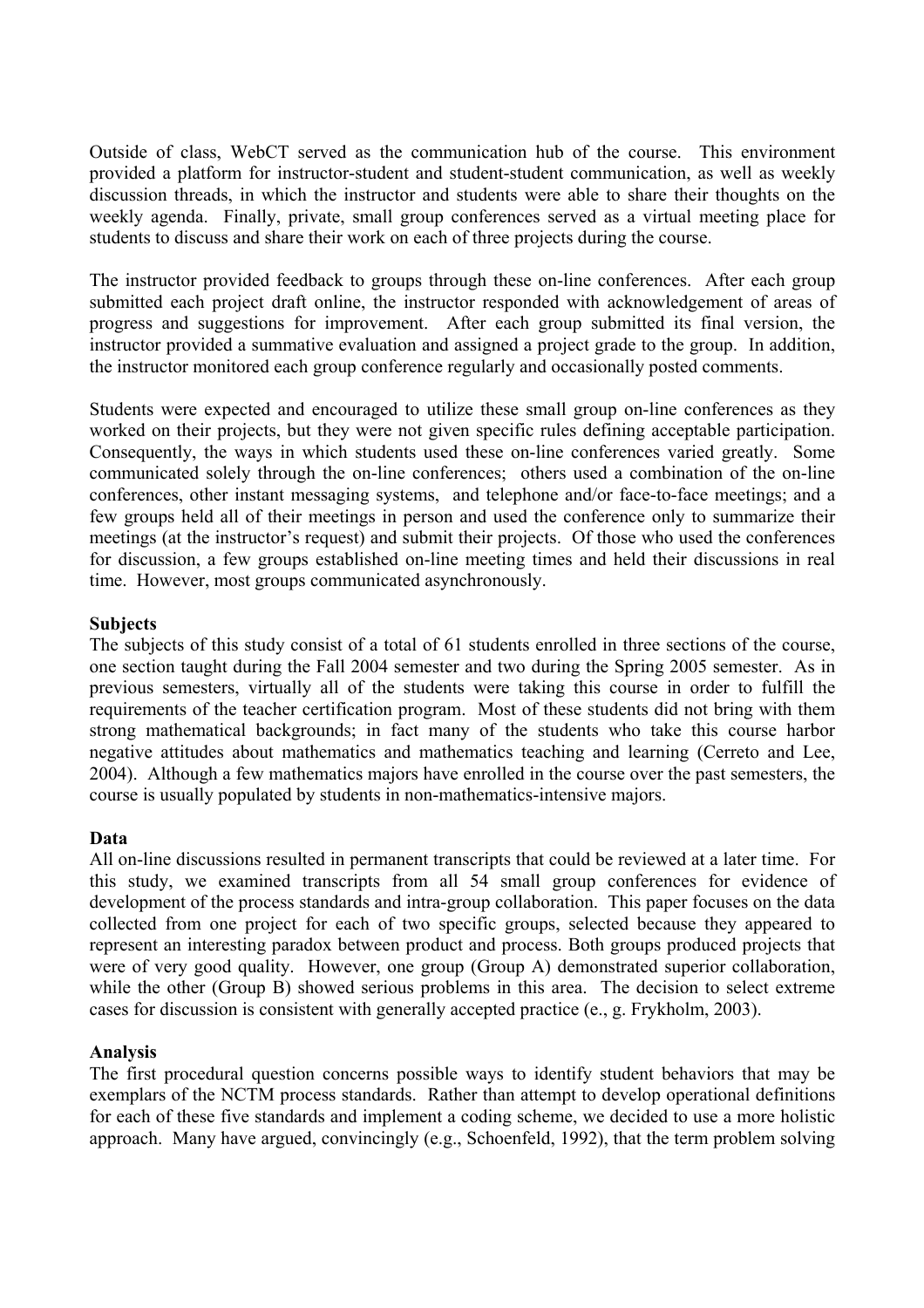Outside of class, WebCT served as the communication hub of the course. This environment provided a platform for instructor-student and student-student communication, as well as weekly discussion threads, in which the instructor and students were able to share their thoughts on the weekly agenda. Finally, private, small group conferences served as a virtual meeting place for students to discuss and share their work on each of three projects during the course.

The instructor provided feedback to groups through these on-line conferences. After each group submitted each project draft online, the instructor responded with acknowledgement of areas of progress and suggestions for improvement. After each group submitted its final version, the instructor provided a summative evaluation and assigned a project grade to the group. In addition, the instructor monitored each group conference regularly and occasionally posted comments.

Students were expected and encouraged to utilize these small group on-line conferences as they worked on their projects, but they were not given specific rules defining acceptable participation. Consequently, the ways in which students used these on-line conferences varied greatly. Some communicated solely through the on-line conferences; others used a combination of the on-line conferences, other instant messaging systems, and telephone and/or face-to-face meetings; and a few groups held all of their meetings in person and used the conference only to summarize their meetings (at the instructor's request) and submit their projects. Of those who used the conferences for discussion, a few groups established on-line meeting times and held their discussions in real time. However, most groups communicated asynchronously.

**Subjects**

The subjects of this study consist of a total of 61 students enrolled in three sections of the course, one section taught during the Fall 2004 semester and two during the Spring 2005 semester. As in previous semesters, virtually all of the students were taking this course in order to fulfill the requirements of the teacher certification program. Most of these students did not bring with them strong mathematical backgrounds; in fact many of the students who take this course harbor negative attitudes about mathematics and mathematics teaching and learning (Cerreto and Lee, 2004). Although a few mathematics majors have enrolled in the course over the past semesters, the course is usually populated by students in non-mathematics-intensive majors.

**Data**

All on-line discussions resulted in permanent transcripts that could be reviewed at a later time. For this study, we examined transcripts from all 54 small group conferences for evidence of development of the process standards and intra-group collaboration. This paper focuses on the data collected from one project for each of two specific groups, selected because they appeared to represent an interesting paradox between product and process. Both groups produced projects that were of very good quality. However, one group (Group A) demonstrated superior collaboration, while the other (Group B) showed serious problems in this area. The decision to select extreme cases for discussion is consistent with generally accepted practice (e., g. Frykholm, 2003).

**Analysis**

The first procedural question concerns possible ways to identify student behaviors that may be exemplars of the NCTM process standards. Rather than attempt to develop operational definitions for each of these five standards and implement a coding scheme, we decided to use a more holistic approach. Many have argued, convincingly (e.g., Schoenfeld, 1992), that the term problem solving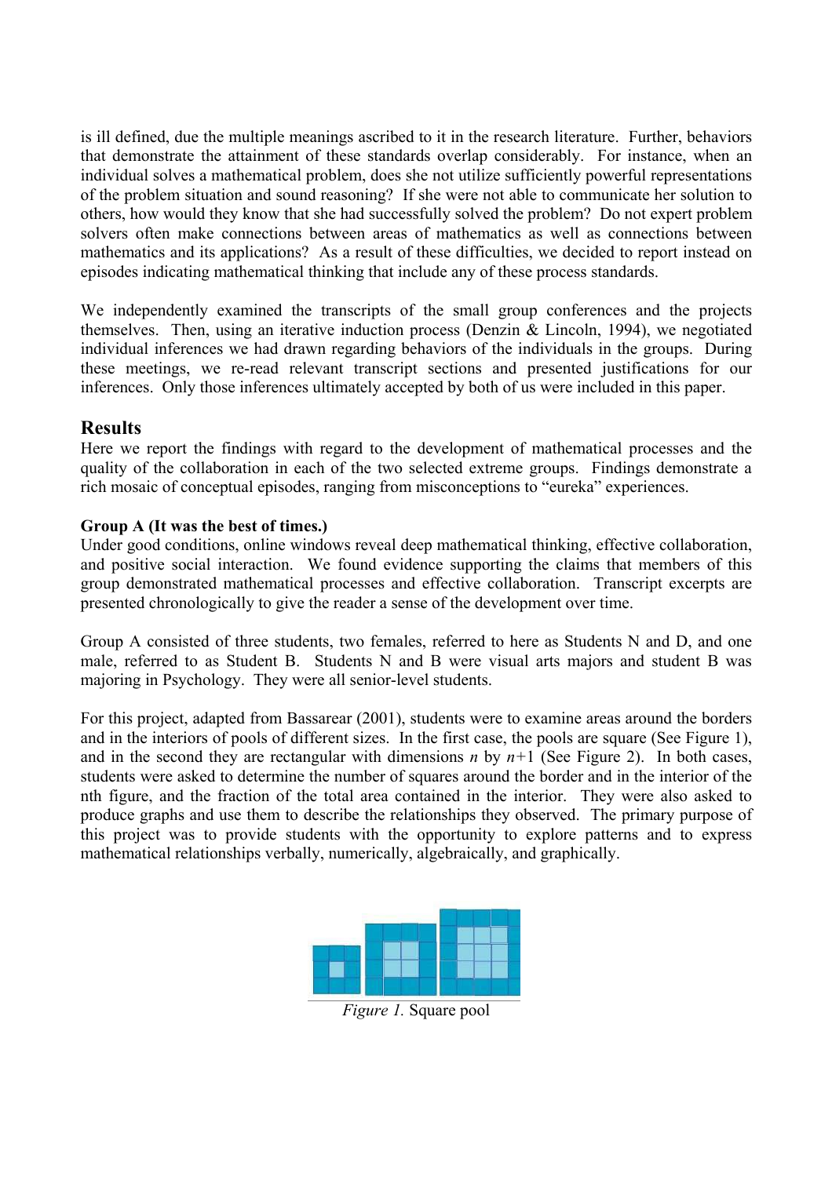is ill defined, due the multiple meanings ascribed to it in the research literature. Further, behaviors that demonstrate the attainment of these standards overlap considerably. For instance, when an individual solves a mathematical problem, does she not utilize sufficiently powerful representations of the problem situation and sound reasoning? If she were not able to communicate her solution to others, how would they know that she had successfully solved the problem? Do not expert problem solvers often make connections between areas of mathematics as well as connections between mathematics and its applications? As a result of these difficulties, we decided to report instead on episodes indicating mathematical thinking that include any of these process standards.

We independently examined the transcripts of the small group conferences and the projects themselves. Then, using an iterative induction process (Denzin & Lincoln, 1994), we negotiated individual inferences we had drawn regarding behaviors of the individuals in the groups. During these meetings, we re-read relevant transcript sections and presented justifications for our inferences. Only those inferences ultimately accepted by both of us were included in this paper.

## Results

Here we report the findings with regard to the development of mathematical processes and the quality of the collaboration in each of the two selected extreme groups. Findings demonstrate a rich mosaic of conceptual episodes, ranging from misconceptions to "eureka" experiences.

**Group A (It was the best of times.)**

Under good conditions, online windows reveal deep mathematical thinking, effective collaboration, and positive social interaction. We found evidence supporting the claims that members of this group demonstrated mathematical processes and effective collaboration. Transcript excerpts are presented chronologically to give the reader a sense of the development over time.

Group A consisted of three students, two females, referred to here as Students N and D, and one male, referred to as Student B. Students N and B were visual arts majors and student B was majoring in Psychology. They were all senior-level students.

For this project, adapted from Bassarear (2001), students were to examine areas around the borders and in the interiors of pools of different sizes. In the first case, the pools are square (See Figure 1), and in the second they are rectangular with dimensions $n$ by $n+1$ (See Figure 2). In both cases, students were asked to determine the number of squares around the border and in the interior of the nth figure, and the fraction of the total area contained in the interior. They were also asked to produce graphs and use them to describe the relationships they observed. The primary purpose of this project was to provide students with the opportunity to explore patterns and to express mathematical relationships verbally, numerically, algebraically, and graphically.

*Figure 1.* Square pool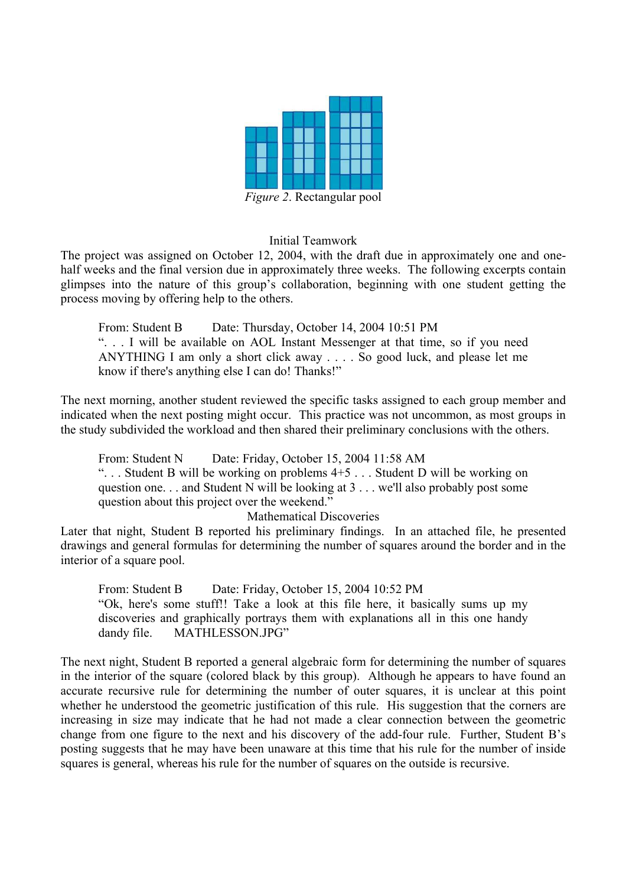*Figure 2*. Rectangular pool

### Initial Teamwork

The project was assigned on October 12, 2004, with the draft due in approximately one and one-half weeks and the final version due in approximately three weeks. The following excerpts contain glimpses into the nature of this group's collaboration, beginning with one student getting the process moving by offering help to the others.

> From: Student B    Date: Thursday, October 14, 2004 10:51 PM
> ". . . I will be available on AOL Instant Messenger at that time, so if you need ANYTHING I am only a short click away . . . . So good luck, and please let me know if there's anything else I can do! Thanks!"

The next morning, another student reviewed the specific tasks assigned to each group member and indicated when the next posting might occur. This practice was not uncommon, as most groups in the study subdivided the workload and then shared their preliminary conclusions with the others.

> From: Student N    Date: Friday, October 15, 2004 11:58 AM
> ". . . Student B will be working on problems 4+5 . . . Student D will be working on question one. . . and Student N will be looking at 3 . . . we'll also probably post some question about this project over the weekend."

### Mathematical Discoveries

Later that night, Student B reported his preliminary findings. In an attached file, he presented drawings and general formulas for determining the number of squares around the border and in the interior of a square pool.

> From: Student B    Date: Friday, October 15, 2004 10:52 PM
> "Ok, here's some stuff!! Take a look at this file here, it basically sums up my discoveries and graphically portrays them with explanations all in this one handy dandy file.    MATHLESSON.JPG"

The next night, Student B reported a general algebraic form for determining the number of squares in the interior of the square (colored black by this group). Although he appears to have found an accurate recursive rule for determining the number of outer squares, it is unclear at this point whether he understood the geometric justification of this rule. His suggestion that the corners are increasing in size may indicate that he had not made a clear connection between the geometric change from one figure to the next and his discovery of the add-four rule. Further, Student B's posting suggests that he may have been unaware at this time that his rule for the number of inside squares is general, whereas his rule for the number of squares on the outside is recursive.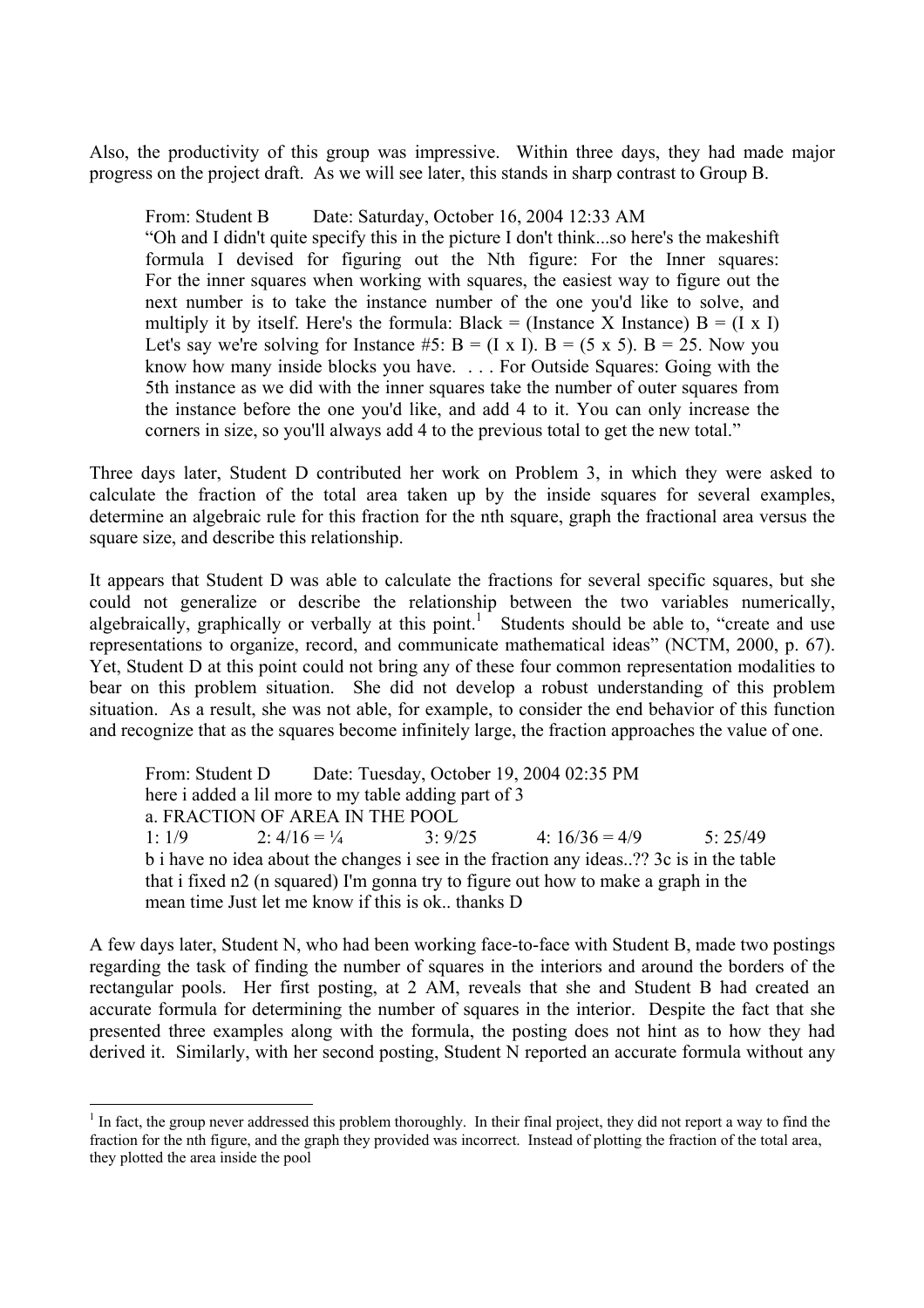Also, the productivity of this group was impressive. Within three days, they had made major progress on the project draft. As we will see later, this stands in sharp contrast to Group B.

> From: Student B  Date: Saturday, October 16, 2004 12:33 AM
> "Oh and I didn't quite specify this in the picture I don't think...so here's the makeshift formula I devised for figuring out the Nth figure: For the Inner squares: For the inner squares when working with squares, the easiest way to figure out the next number is to take the instance number of the one you'd like to solve, and multiply it by itself. Here's the formula: Black = (Instance X Instance) B = (I x I) Let's say we're solving for Instance #5: B = (I x I). B = (5 x 5). B = 25. Now you know how many inside blocks you have. . . . For Outside Squares: Going with the 5th instance as we did with the inner squares take the number of outer squares from the instance before the one you'd like, and add 4 to it. You can only increase the corners in size, so you'll always add 4 to the previous total to get the new total."

Three days later, Student D contributed her work on Problem 3, in which they were asked to calculate the fraction of the total area taken up by the inside squares for several examples, determine an algebraic rule for this fraction for the nth square, graph the fractional area versus the square size, and describe this relationship.

It appears that Student D was able to calculate the fractions for several specific squares, but she could not generalize or describe the relationship between the two variables numerically, algebraically, graphically or verbally at this point.[1] Students should be able to, "create and use representations to organize, record, and communicate mathematical ideas" (NCTM, 2000, p. 67). Yet, Student D at this point could not bring any of these four common representation modalities to bear on this problem situation. She did not develop a robust understanding of this problem situation. As a result, she was not able, for example, to consider the end behavior of this function and recognize that as the squares become infinitely large, the fraction approaches the value of one.

> From: Student D  Date: Tuesday, October 19, 2004 02:35 PM
> here i added a lil more to my table adding part of 3
> a. FRACTION OF AREA IN THE POOL
> 1: 1/9  2: 4/16 = ¼  3: 9/25  4: 16/36 = 4/9  5: 25/49
> b i have no idea about the changes i see in the fraction any ideas..?? 3c is in the table that i fixed n2 (n squared) I'm gonna try to figure out how to make a graph in the mean time Just let me know if this is ok.. thanks D

A few days later, Student N, who had been working face-to-face with Student B, made two postings regarding the task of finding the number of squares in the interiors and around the borders of the rectangular pools. Her first posting, at 2 AM, reveals that she and Student B had created an accurate formula for determining the number of squares in the interior. Despite the fact that she presented three examples along with the formula, the posting does not hint as to how they had derived it. Similarly, with her second posting, Student N reported an accurate formula without any

---

[1] In fact, the group never addressed this problem thoroughly. In their final project, they did not report a way to find the fraction for the nth figure, and the graph they provided was incorrect. Instead of plotting the fraction of the total area, they plotted the area inside the pool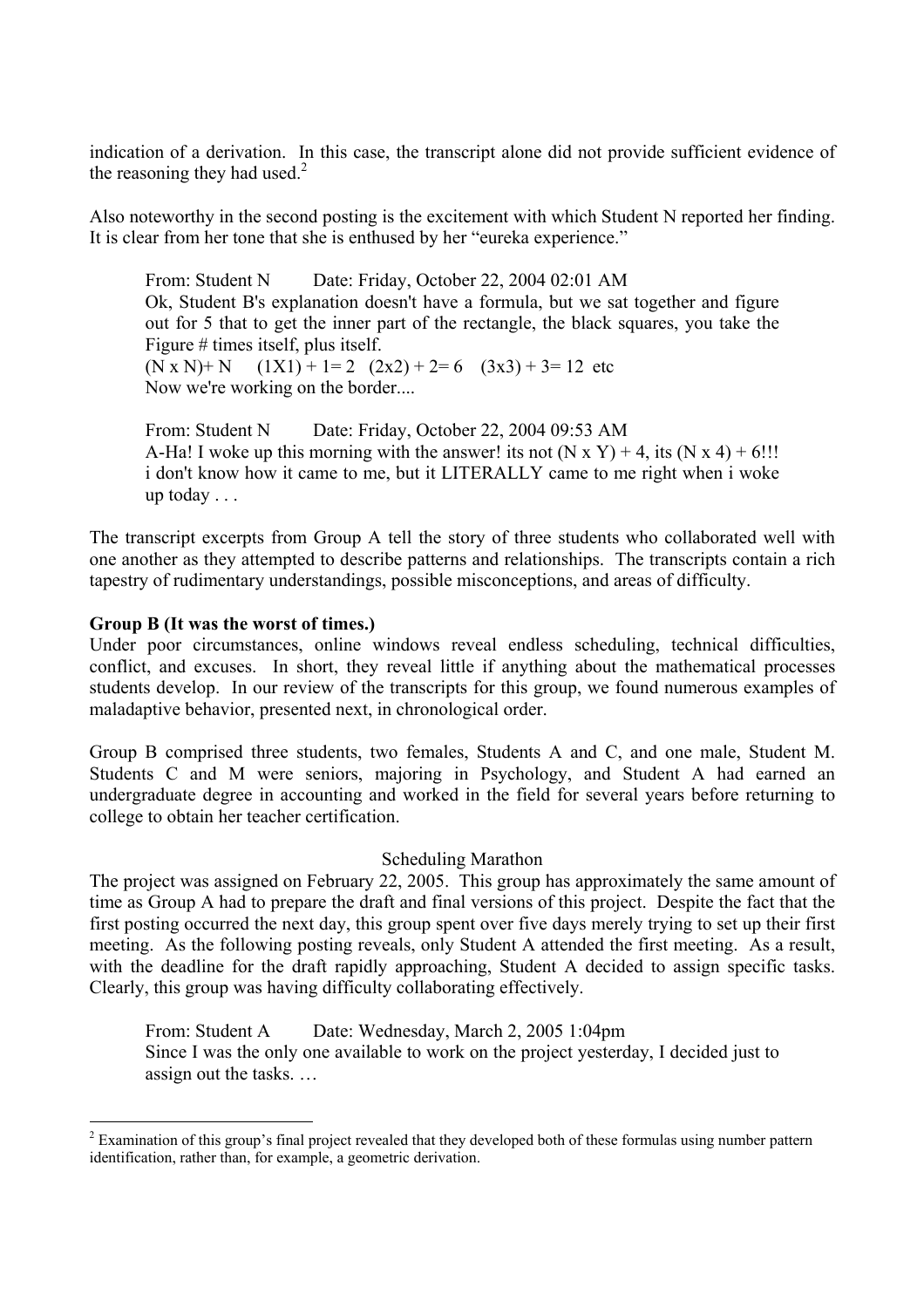indication of a derivation. In this case, the transcript alone did not provide sufficient evidence of the reasoning they had used.[2]

Also noteworthy in the second posting is the excitement with which Student N reported her finding. It is clear from her tone that she is enthused by her "eureka experience."

> From: Student N Date: Friday, October 22, 2004 02:01 AM
> Ok, Student B's explanation doesn't have a formula, but we sat together and figure out for 5 that to get the inner part of the rectangle, the black squares, you take the Figure # times itself, plus itself.
> (N x N)+ N (1X1) + 1= 2 (2x2) + 2= 6 (3x3) + 3= 12 etc
> Now we're working on the border....
>
> From: Student N Date: Friday, October 22, 2004 09:53 AM
> A-Ha! I woke up this morning with the answer! its not (N x Y) + 4, its (N x 4) + 6!!! i don't know how it came to me, but it LITERALLY came to me right when i woke up today . . .

The transcript excerpts from Group A tell the story of three students who collaborated well with one another as they attempted to describe patterns and relationships. The transcripts contain a rich tapestry of rudimentary understandings, possible misconceptions, and areas of difficulty.

**Group B (It was the worst of times.)**

Under poor circumstances, online windows reveal endless scheduling, technical difficulties, conflict, and excuses. In short, they reveal little if anything about the mathematical processes students develop. In our review of the transcripts for this group, we found numerous examples of maladaptive behavior, presented next, in chronological order.

Group B comprised three students, two females, Students A and C, and one male, Student M. Students C and M were seniors, majoring in Psychology, and Student A had earned an undergraduate degree in accounting and worked in the field for several years before returning to college to obtain her teacher certification.

Scheduling Marathon

The project was assigned on February 22, 2005. This group has approximately the same amount of time as Group A had to prepare the draft and final versions of this project. Despite the fact that the first posting occurred the next day, this group spent over five days merely trying to set up their first meeting. As the following posting reveals, only Student A attended the first meeting. As a result, with the deadline for the draft rapidly approaching, Student A decided to assign specific tasks. Clearly, this group was having difficulty collaborating effectively.

> From: Student A Date: Wednesday, March 2, 2005 1:04pm
> Since I was the only one available to work on the project yesterday, I decided just to assign out the tasks. …

[2] Examination of this group's final project revealed that they developed both of these formulas using number pattern identification, rather than, for example, a geometric derivation.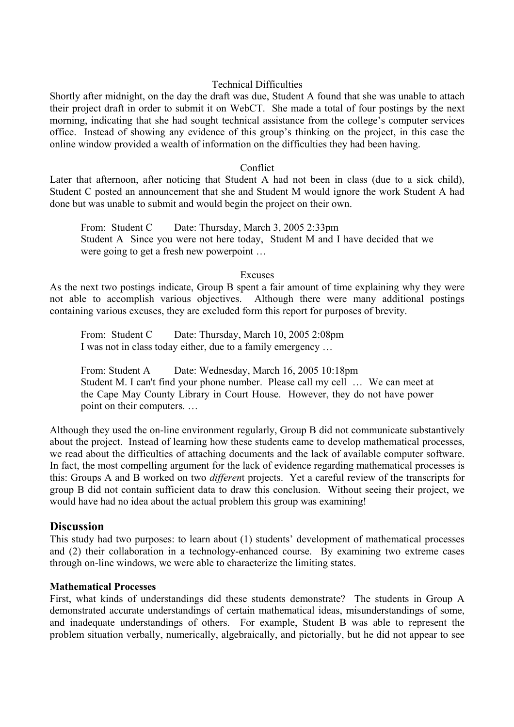Technical Difficulties

Shortly after midnight, on the day the draft was due, Student A found that she was unable to attach their project draft in order to submit it on WebCT. She made a total of four postings by the next morning, indicating that she had sought technical assistance from the college's computer services office. Instead of showing any evidence of this group's thinking on the project, in this case the online window provided a wealth of information on the difficulties they had been having.

Conflict

Later that afternoon, after noticing that Student A had not been in class (due to a sick child), Student C posted an announcement that she and Student M would ignore the work Student A had done but was unable to submit and would begin the project on their own.

> From: Student C Date: Thursday, March 3, 2005 2:33pm
> Student A Since you were not here today, Student M and I have decided that we were going to get a fresh new powerpoint …

Excuses

As the next two postings indicate, Group B spent a fair amount of time explaining why they were not able to accomplish various objectives. Although there were many additional postings containing various excuses, they are excluded form this report for purposes of brevity.

> From: Student C Date: Thursday, March 10, 2005 2:08pm
> I was not in class today either, due to a family emergency …

> From: Student A Date: Wednesday, March 16, 2005 10:18pm
> Student M. I can't find your phone number. Please call my cell … We can meet at the Cape May County Library in Court House. However, they do not have power point on their computers. …

Although they used the on-line environment regularly, Group B did not communicate substantively about the project. Instead of learning how these students came to develop mathematical processes, we read about the difficulties of attaching documents and the lack of available computer software. In fact, the most compelling argument for the lack of evidence regarding mathematical processes is this: Groups A and B worked on two *different* projects. Yet a careful review of the transcripts for group B did not contain sufficient data to draw this conclusion. Without seeing their project, we would have had no idea about the actual problem this group was examining!

## Discussion

This study had two purposes: to learn about (1) students' development of mathematical processes and (2) their collaboration in a technology-enhanced course. By examining two extreme cases through on-line windows, we were able to characterize the limiting states.

### Mathematical Processes

First, what kinds of understandings did these students demonstrate? The students in Group A demonstrated accurate understandings of certain mathematical ideas, misunderstandings of some, and inadequate understandings of others. For example, Student B was able to represent the problem situation verbally, numerically, algebraically, and pictorially, but he did not appear to see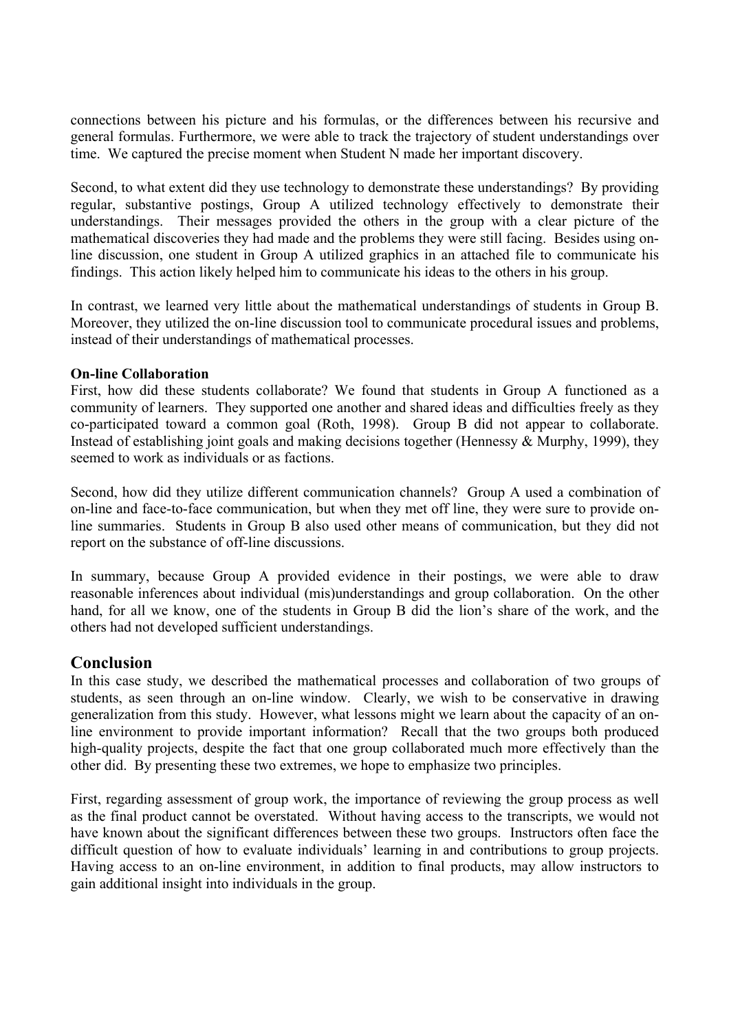connections between his picture and his formulas, or the differences between his recursive and general formulas. Furthermore, we were able to track the trajectory of student understandings over time. We captured the precise moment when Student N made her important discovery.

Second, to what extent did they use technology to demonstrate these understandings? By providing regular, substantive postings, Group A utilized technology effectively to demonstrate their understandings. Their messages provided the others in the group with a clear picture of the mathematical discoveries they had made and the problems they were still facing. Besides using on-line discussion, one student in Group A utilized graphics in an attached file to communicate his findings. This action likely helped him to communicate his ideas to the others in his group.

In contrast, we learned very little about the mathematical understandings of students in Group B. Moreover, they utilized the on-line discussion tool to communicate procedural issues and problems, instead of their understandings of mathematical processes.

**On-line Collaboration**

First, how did these students collaborate? We found that students in Group A functioned as a community of learners. They supported one another and shared ideas and difficulties freely as they co-participated toward a common goal (Roth, 1998). Group B did not appear to collaborate. Instead of establishing joint goals and making decisions together (Hennessy & Murphy, 1999), they seemed to work as individuals or as factions.

Second, how did they utilize different communication channels? Group A used a combination of on-line and face-to-face communication, but when they met off line, they were sure to provide on-line summaries. Students in Group B also used other means of communication, but they did not report on the substance of off-line discussions.

In summary, because Group A provided evidence in their postings, we were able to draw reasonable inferences about individual (mis)understandings and group collaboration. On the other hand, for all we know, one of the students in Group B did the lion's share of the work, and the others had not developed sufficient understandings.

## Conclusion

In this case study, we described the mathematical processes and collaboration of two groups of students, as seen through an on-line window. Clearly, we wish to be conservative in drawing generalization from this study. However, what lessons might we learn about the capacity of an on-line environment to provide important information? Recall that the two groups both produced high-quality projects, despite the fact that one group collaborated much more effectively than the other did. By presenting these two extremes, we hope to emphasize two principles.

First, regarding assessment of group work, the importance of reviewing the group process as well as the final product cannot be overstated. Without having access to the transcripts, we would not have known about the significant differences between these two groups. Instructors often face the difficult question of how to evaluate individuals' learning in and contributions to group projects. Having access to an on-line environment, in addition to final products, may allow instructors to gain additional insight into individuals in the group.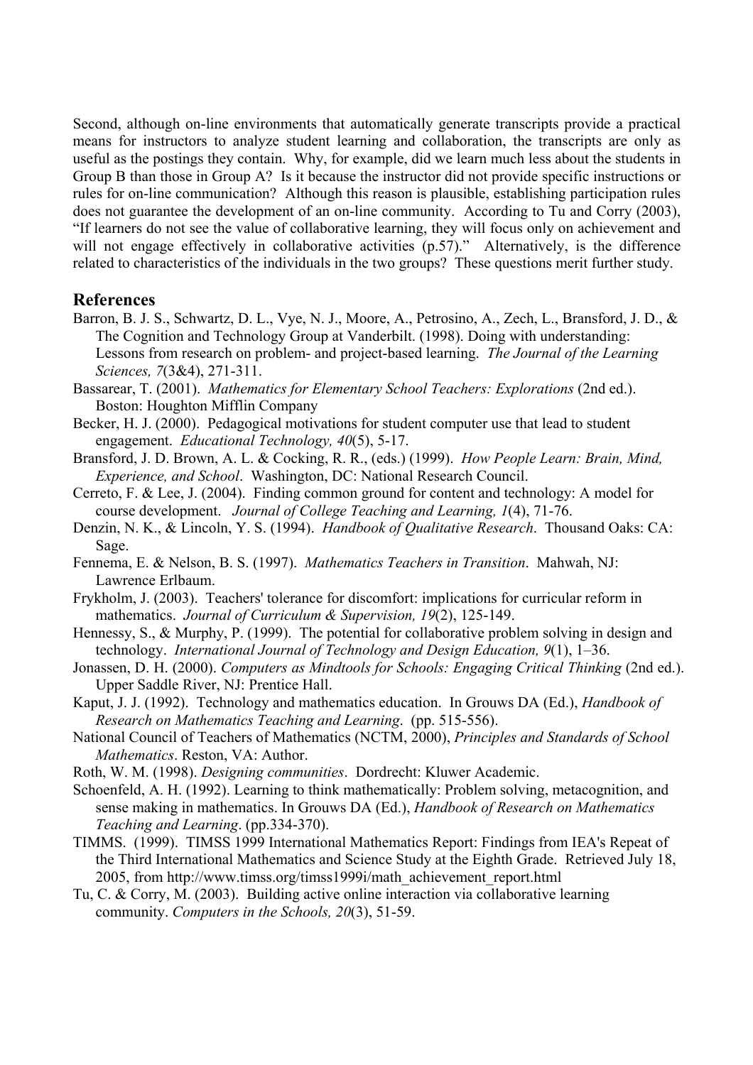Second, although on-line environments that automatically generate transcripts provide a practical means for instructors to analyze student learning and collaboration, the transcripts are only as useful as the postings they contain. Why, for example, did we learn much less about the students in Group B than those in Group A? Is it because the instructor did not provide specific instructions or rules for on-line communication? Although this reason is plausible, establishing participation rules does not guarantee the development of an on-line community. According to Tu and Corry (2003), "If learners do not see the value of collaborative learning, they will focus only on achievement and will not engage effectively in collaborative activities (p.57)." Alternatively, is the difference related to characteristics of the individuals in the two groups? These questions merit further study.

## References

Barron, B. J. S., Schwartz, D. L., Vye, N. J., Moore, A., Petrosino, A., Zech, L., Bransford, J. D., & The Cognition and Technology Group at Vanderbilt. (1998). Doing with understanding: Lessons from research on problem- and project-based learning. *The Journal of the Learning Sciences, 7*(3&4), 271-311.

Bassarear, T. (2001). *Mathematics for Elementary School Teachers: Explorations* (2nd ed.). Boston: Houghton Mifflin Company

Becker, H. J. (2000). Pedagogical motivations for student computer use that lead to student engagement. *Educational Technology, 40*(5), 5-17.

Bransford, J. D. Brown, A. L. & Cocking, R. R., (eds.) (1999). *How People Learn: Brain, Mind, Experience, and School*. Washington, DC: National Research Council.

Cerreto, F. & Lee, J. (2004). Finding common ground for content and technology: A model for course development. *Journal of College Teaching and Learning, 1*(4), 71-76.

Denzin, N. K., & Lincoln, Y. S. (1994). *Handbook of Qualitative Research*. Thousand Oaks: CA: Sage.

Fennema, E. & Nelson, B. S. (1997). *Mathematics Teachers in Transition*. Mahwah, NJ: Lawrence Erlbaum.

Frykholm, J. (2003). Teachers' tolerance for discomfort: implications for curricular reform in mathematics. *Journal of Curriculum & Supervision, 19*(2), 125-149.

Hennessy, S., & Murphy, P. (1999). The potential for collaborative problem solving in design and technology. *International Journal of Technology and Design Education, 9*(1), 1–36.

Jonassen, D. H. (2000). *Computers as Mindtools for Schools: Engaging Critical Thinking* (2nd ed.). Upper Saddle River, NJ: Prentice Hall.

Kaput, J. J. (1992). Technology and mathematics education. In Grouws DA (Ed.), *Handbook of Research on Mathematics Teaching and Learning*. (pp. 515-556).

National Council of Teachers of Mathematics (NCTM, 2000), *Principles and Standards of School Mathematics*. Reston, VA: Author.

Roth, W. M. (1998). *Designing communities*. Dordrecht: Kluwer Academic.

Schoenfeld, A. H. (1992). Learning to think mathematically: Problem solving, metacognition, and sense making in mathematics. In Grouws DA (Ed.), *Handbook of Research on Mathematics Teaching and Learning*. (pp.334-370).

TIMMS. (1999). TIMSS 1999 International Mathematics Report: Findings from IEA's Repeat of the Third International Mathematics and Science Study at the Eighth Grade. Retrieved July 18, 2005, from http://www.timss.org/timss1999i/math_achievement_report.html

Tu, C. & Corry, M. (2003). Building active online interaction via collaborative learning community. *Computers in the Schools, 20*(3), 51-59.